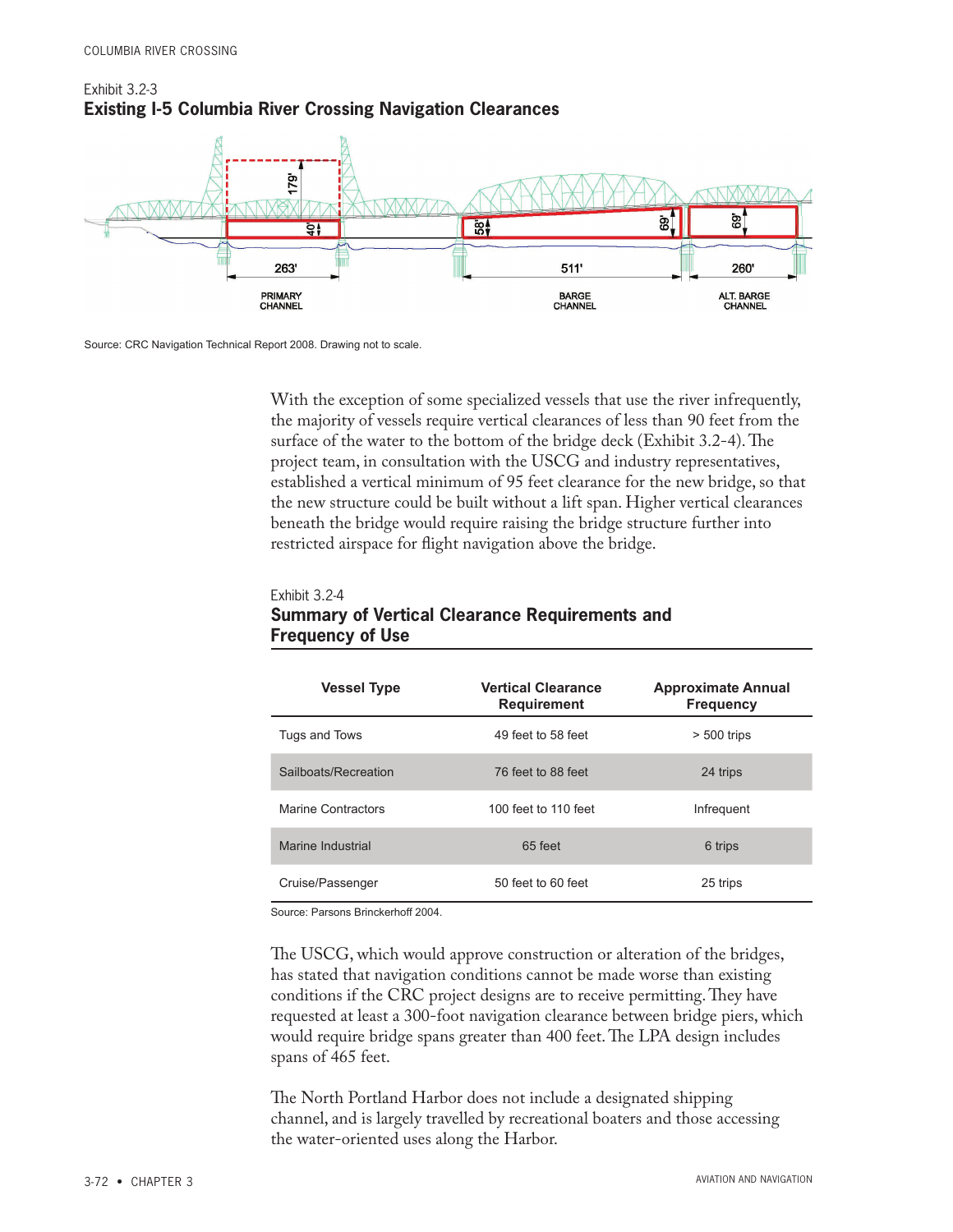Exhibit 3.2-3

## Existing I-5 Columbia River Crossing Navigation Clearances

179'

40'

58'

69'

69'

263'

511'

260'

PRIMARY CHANNEL

BARGE CHANNEL

ALT. BARGE CHANNEL

Source: CRC Navigation Technical Report 2008. Drawing not to scale.

With the exception of some specialized vessels that use the river infrequently, the majority of vessels require vertical clearances of less than 90 feet from the surface of the water to the bottom of the bridge deck (Exhibit 3.2-4). The project team, in consultation with the USCG and industry representatives, established a vertical minimum of 95 feet clearance for the new bridge, so that the new structure could be built without a lift span. Higher vertical clearances beneath the bridge would require raising the bridge structure further into restricted airspace for flight navigation above the bridge.

Exhibit 3.2-4

## Summary of Vertical Clearance Requirements and Frequency of Use

| Vessel Type | Vertical Clearance Requirement | Approximate Annual Frequency |
|---|---|---|
| Tugs and Tows | 49 feet to 58 feet | > 500 trips |
| Sailboats/Recreation | 76 feet to 88 feet | 24 trips |
| Marine Contractors | 100 feet to 110 feet | Infrequent |
| Marine Industrial | 65 feet | 6 trips |
| Cruise/Passenger | 50 feet to 60 feet | 25 trips |

Source: Parsons Brinckerhoff 2004.

The USCG, which would approve construction or alteration of the bridges, has stated that navigation conditions cannot be made worse than existing conditions if the CRC project designs are to receive permitting. They have requested at least a 300-foot navigation clearance between bridge piers, which would require bridge spans greater than 400 feet. The LPA design includes spans of 465 feet.

The North Portland Harbor does not include a designated shipping channel, and is largely travelled by recreational boaters and those accessing the water-oriented uses along the Harbor.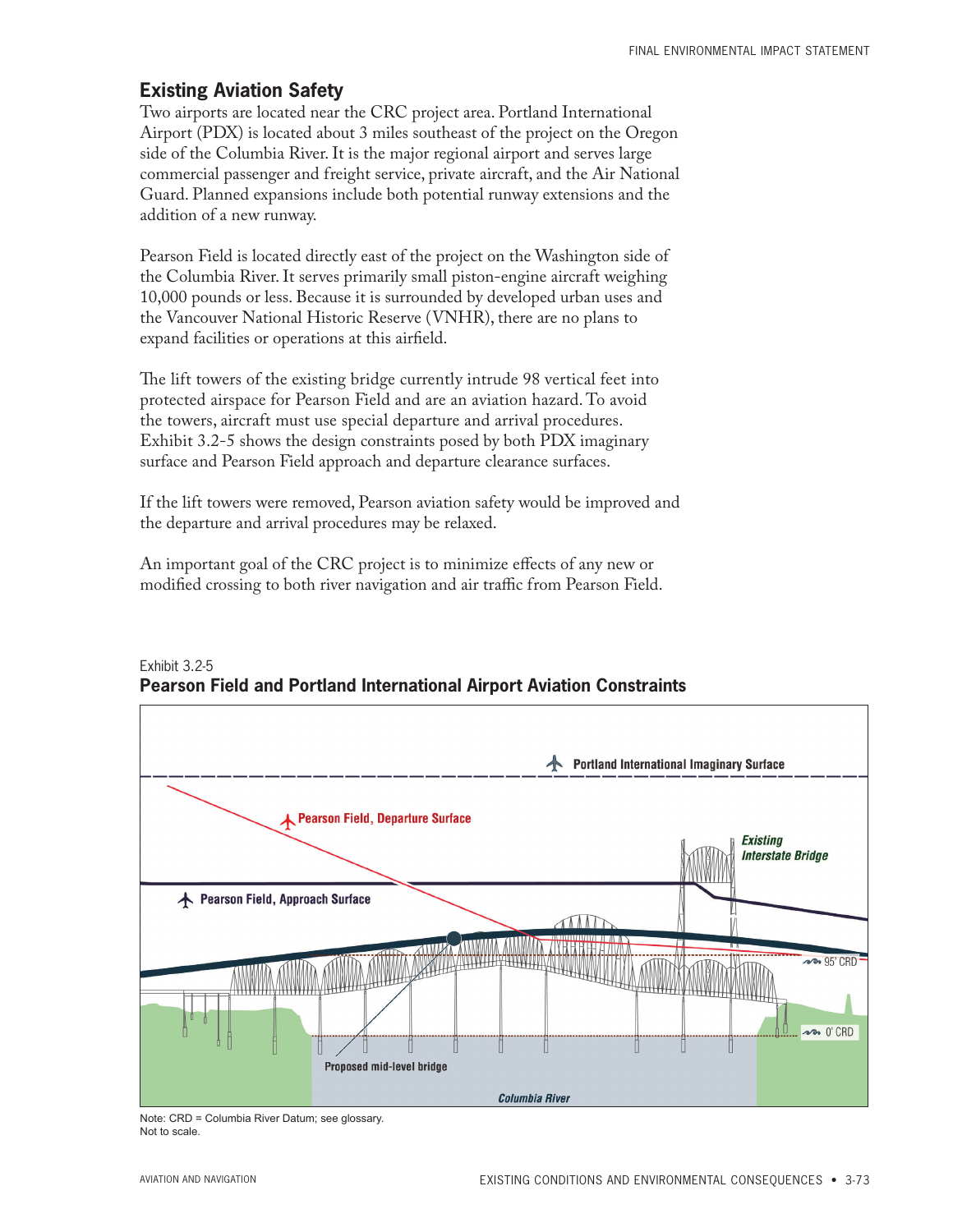## Existing Aviation Safety

Two airports are located near the CRC project area. Portland International Airport (PDX) is located about 3 miles southeast of the project on the Oregon side of the Columbia River. It is the major regional airport and serves large commercial passenger and freight service, private aircraft, and the Air National Guard. Planned expansions include both potential runway extensions and the addition of a new runway.

Pearson Field is located directly east of the project on the Washington side of the Columbia River. It serves primarily small piston-engine aircraft weighing 10,000 pounds or less. Because it is surrounded by developed urban uses and the Vancouver National Historic Reserve (VNHR), there are no plans to expand facilities or operations at this airfield.

The lift towers of the existing bridge currently intrude 98 vertical feet into protected airspace for Pearson Field and are an aviation hazard. To avoid the towers, aircraft must use special departure and arrival procedures. Exhibit 3.2-5 shows the design constraints posed by both PDX imaginary surface and Pearson Field approach and departure clearance surfaces.

If the lift towers were removed, Pearson aviation safety would be improved and the departure and arrival procedures may be relaxed.

An important goal of the CRC project is to minimize effects of any new or modified crossing to both river navigation and air traffic from Pearson Field.

Exhibit 3.2-5
**Pearson Field and Portland International Airport Aviation Constraints**

Note: CRD = Columbia River Datum; see glossary.
Not to scale.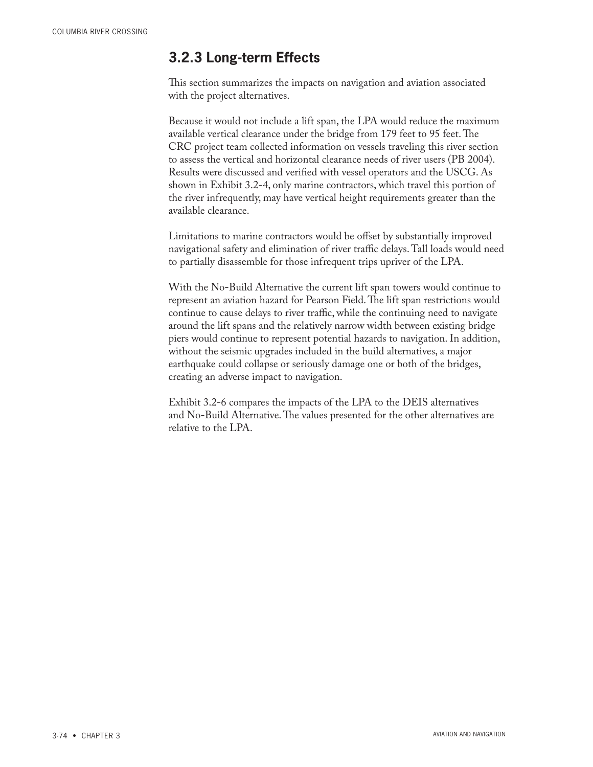### 3.2.3 Long-term Effects

This section summarizes the impacts on navigation and aviation associated with the project alternatives.

Because it would not include a lift span, the LPA would reduce the maximum available vertical clearance under the bridge from 179 feet to 95 feet. The CRC project team collected information on vessels traveling this river section to assess the vertical and horizontal clearance needs of river users (PB 2004). Results were discussed and verified with vessel operators and the USCG. As shown in Exhibit 3.2-4, only marine contractors, which travel this portion of the river infrequently, may have vertical height requirements greater than the available clearance.

Limitations to marine contractors would be offset by substantially improved navigational safety and elimination of river traffic delays. Tall loads would need to partially disassemble for those infrequent trips upriver of the LPA.

With the No-Build Alternative the current lift span towers would continue to represent an aviation hazard for Pearson Field. The lift span restrictions would continue to cause delays to river traffic, while the continuing need to navigate around the lift spans and the relatively narrow width between existing bridge piers would continue to represent potential hazards to navigation. In addition, without the seismic upgrades included in the build alternatives, a major earthquake could collapse or seriously damage one or both of the bridges, creating an adverse impact to navigation.

Exhibit 3.2-6 compares the impacts of the LPA to the DEIS alternatives and No-Build Alternative. The values presented for the other alternatives are relative to the LPA.